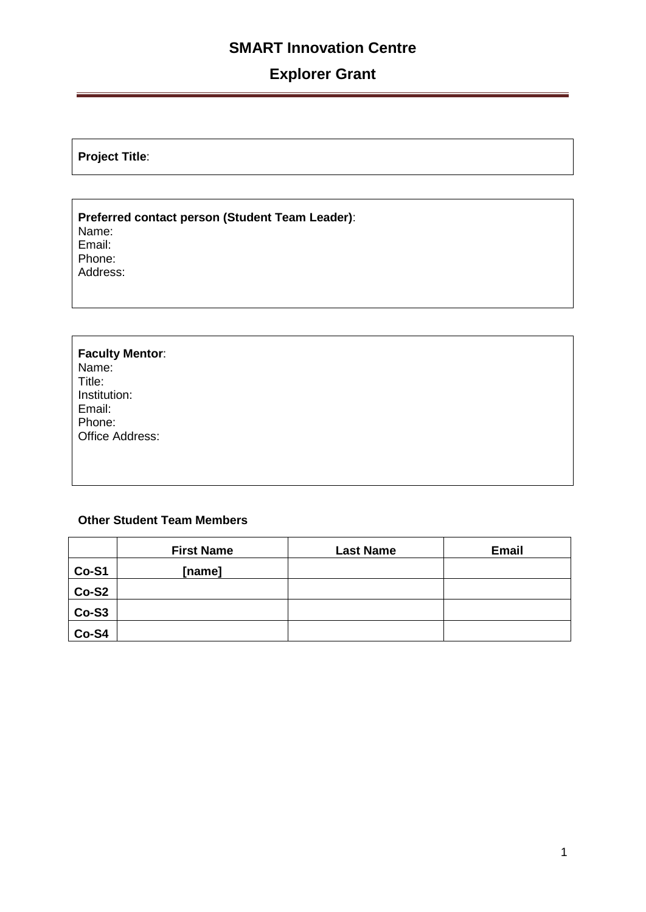# SMART Innovation Centre

## Explorer Grant

**Project Title**:

**Preferred contact person (Student Team Leader)**:
Name:
Email:
Phone:
Address:

**Faculty Mentor**:
Name:
Title:
Institution:
Email:
Phone:
Office Address:

**Other Student Team Members**

| | First Name | Last Name | Email |
|---|---|---|---|
| **Co-S1** | **[name]** | | |
| **Co-S2** | | | |
| **Co-S3** | | | |
| **Co-S4** | | | |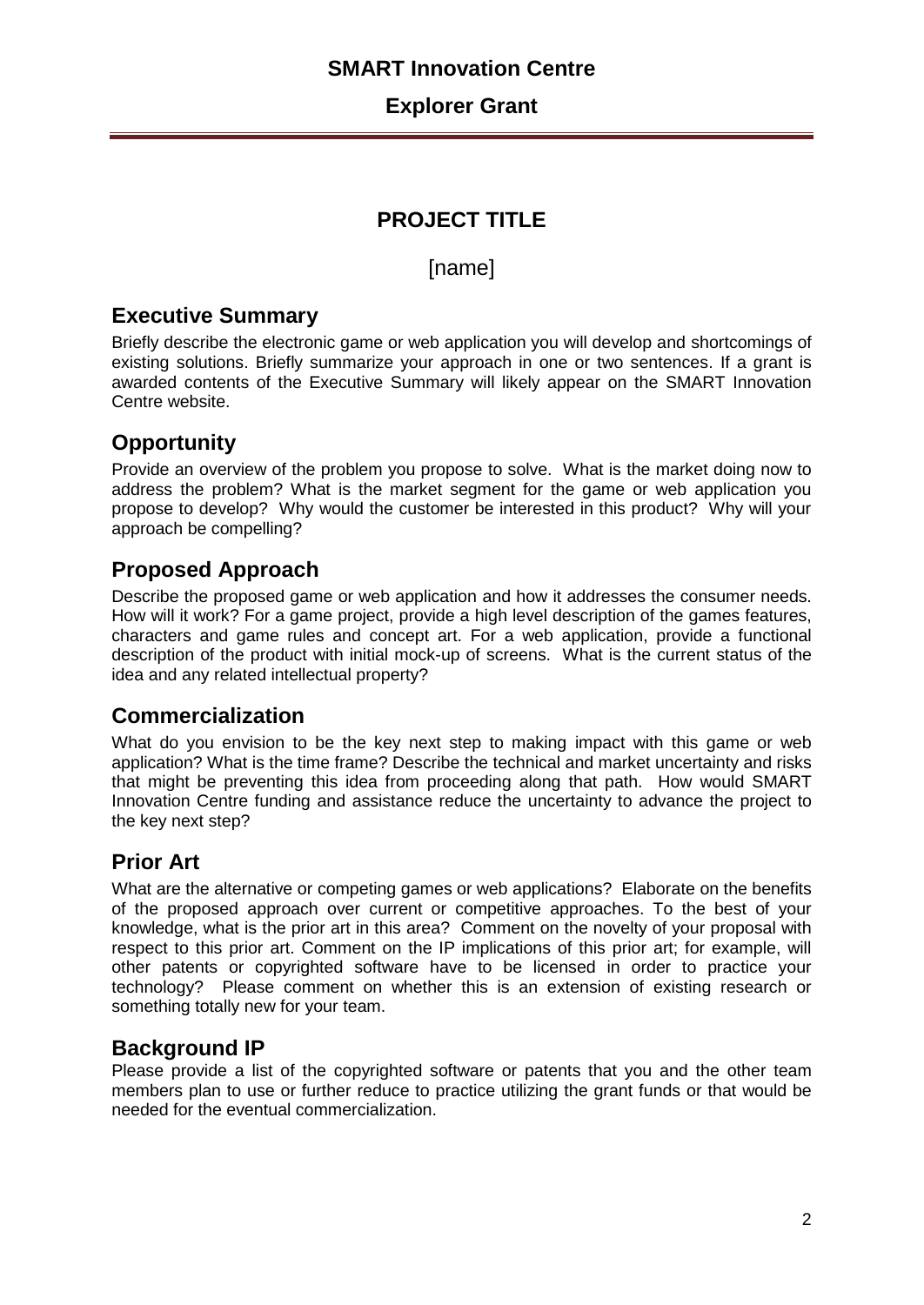# SMART Innovation Centre

## Explorer Grant

## PROJECT TITLE

[name]

## Executive Summary

Briefly describe the electronic game or web application you will develop and shortcomings of existing solutions. Briefly summarize your approach in one or two sentences. If a grant is awarded contents of the Executive Summary will likely appear on the SMART Innovation Centre website.

## Opportunity

Provide an overview of the problem you propose to solve. What is the market doing now to address the problem? What is the market segment for the game or web application you propose to develop? Why would the customer be interested in this product? Why will your approach be compelling?

## Proposed Approach

Describe the proposed game or web application and how it addresses the consumer needs. How will it work? For a game project, provide a high level description of the games features, characters and game rules and concept art. For a web application, provide a functional description of the product with initial mock-up of screens. What is the current status of the idea and any related intellectual property?

## Commercialization

What do you envision to be the key next step to making impact with this game or web application? What is the time frame? Describe the technical and market uncertainty and risks that might be preventing this idea from proceeding along that path. How would SMART Innovation Centre funding and assistance reduce the uncertainty to advance the project to the key next step?

## Prior Art

What are the alternative or competing games or web applications? Elaborate on the benefits of the proposed approach over current or competitive approaches. To the best of your knowledge, what is the prior art in this area? Comment on the novelty of your proposal with respect to this prior art. Comment on the IP implications of this prior art; for example, will other patents or copyrighted software have to be licensed in order to practice your technology? Please comment on whether this is an extension of existing research or something totally new for your team.

## Background IP

Please provide a list of the copyrighted software or patents that you and the other team members plan to use or further reduce to practice utilizing the grant funds or that would be needed for the eventual commercialization.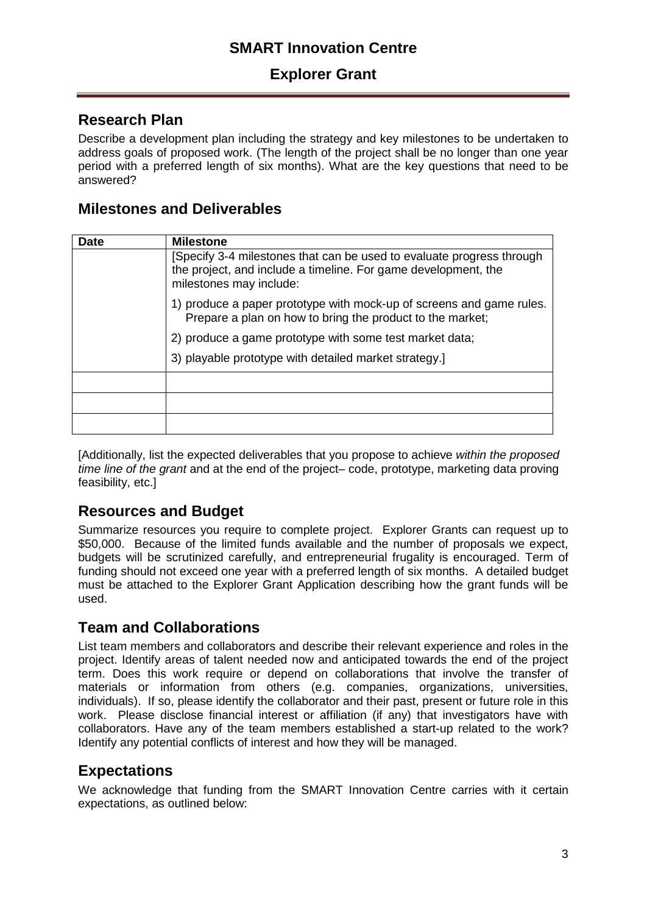## Research Plan

Describe a development plan including the strategy and key milestones to be undertaken to address goals of proposed work. (The length of the project shall be no longer than one year period with a preferred length of six months). What are the key questions that need to be answered?

## Milestones and Deliverables

| Date | Milestone |
| --- | --- |
| | [Specify 3-4 milestones that can be used to evaluate progress through the project, and include a timeline. For game development, the milestones may include:<br><br>1) produce a paper prototype with mock-up of screens and game rules. Prepare a plan on how to bring the product to the market;<br><br>2) produce a game prototype with some test market data;<br><br>3) playable prototype with detailed market strategy.] |
| | |
| | |
| | |

[Additionally, list the expected deliverables that you propose to achieve *within the proposed time line of the grant* and at the end of the project– code, prototype, marketing data proving feasibility, etc.]

## Resources and Budget

Summarize resources you require to complete project. Explorer Grants can request up to $50,000. Because of the limited funds available and the number of proposals we expect, budgets will be scrutinized carefully, and entrepreneurial frugality is encouraged. Term of funding should not exceed one year with a preferred length of six months. A detailed budget must be attached to the Explorer Grant Application describing how the grant funds will be used.

## Team and Collaborations

List team members and collaborators and describe their relevant experience and roles in the project. Identify areas of talent needed now and anticipated towards the end of the project term. Does this work require or depend on collaborations that involve the transfer of materials or information from others (e.g. companies, organizations, universities, individuals). If so, please identify the collaborator and their past, present or future role in this work. Please disclose financial interest or affiliation (if any) that investigators have with collaborators. Have any of the team members established a start-up related to the work? Identify any potential conflicts of interest and how they will be managed.

## Expectations

We acknowledge that funding from the SMART Innovation Centre carries with it certain expectations, as outlined below: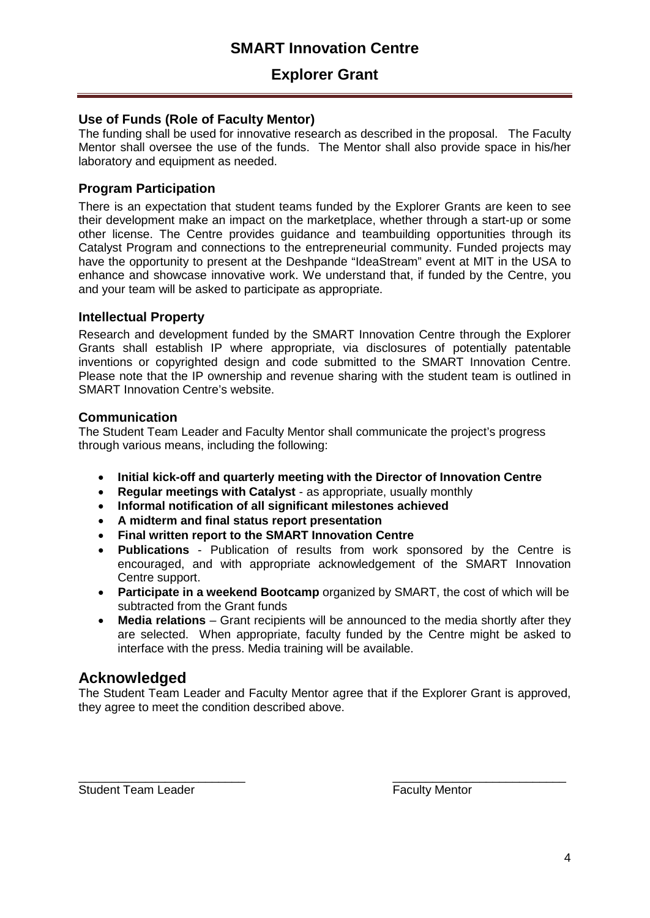# SMART Innovation Centre

## Explorer Grant

### Use of Funds (Role of Faculty Mentor)

The funding shall be used for innovative research as described in the proposal. The Faculty Mentor shall oversee the use of the funds. The Mentor shall also provide space in his/her laboratory and equipment as needed.

### Program Participation

There is an expectation that student teams funded by the Explorer Grants are keen to see their development make an impact on the marketplace, whether through a start-up or some other license. The Centre provides guidance and teambuilding opportunities through its Catalyst Program and connections to the entrepreneurial community. Funded projects may have the opportunity to present at the Deshpande "IdeaStream" event at MIT in the USA to enhance and showcase innovative work. We understand that, if funded by the Centre, you and your team will be asked to participate as appropriate.

### Intellectual Property

Research and development funded by the SMART Innovation Centre through the Explorer Grants shall establish IP where appropriate, via disclosures of potentially patentable inventions or copyrighted design and code submitted to the SMART Innovation Centre. Please note that the IP ownership and revenue sharing with the student team is outlined in SMART Innovation Centre's website.

### Communication

The Student Team Leader and Faculty Mentor shall communicate the project's progress through various means, including the following:

- **Initial kick-off and quarterly meeting with the Director of Innovation Centre**
- **Regular meetings with Catalyst** - as appropriate, usually monthly
- **Informal notification of all significant milestones achieved**
- **A midterm and final status report presentation**
- **Final written report to the SMART Innovation Centre**
- **Publications** - Publication of results from work sponsored by the Centre is encouraged, and with appropriate acknowledgement of the SMART Innovation Centre support.
- **Participate in a weekend Bootcamp** organized by SMART, the cost of which will be subtracted from the Grant funds
- **Media relations** – Grant recipients will be announced to the media shortly after they are selected. When appropriate, faculty funded by the Centre might be asked to interface with the press. Media training will be available.

## Acknowledged

The Student Team Leader and Faculty Mentor agree that if the Explorer Grant is approved, they agree to meet the condition described above.

_________________________ 
Student Team Leader

_________________________ 
Faculty Mentor